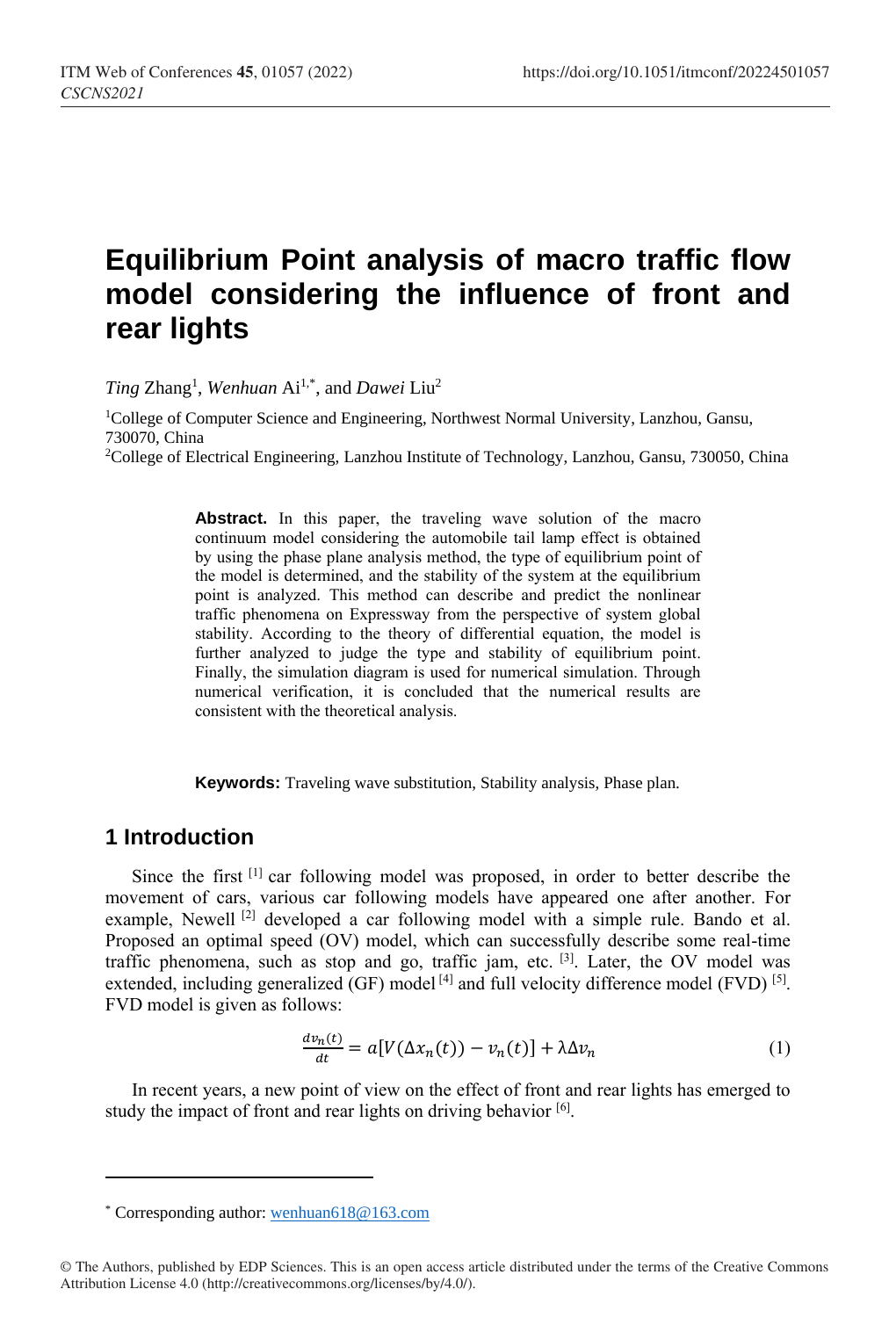# Equilibrium Point analysis of macro traffic flow model considering the influence of front and rear lights

*Ting* Zhang[1], *Wenhuan* Ai[1,*], and *Dawei* Liu[2]

[1]College of Computer Science and Engineering, Northwest Normal University, Lanzhou, Gansu, 730070, China

[2]College of Electrical Engineering, Lanzhou Institute of Technology, Lanzhou, Gansu, 730050, China

**Abstract.** In this paper, the traveling wave solution of the macro continuum model considering the automobile tail lamp effect is obtained by using the phase plane analysis method, the type of equilibrium point of the model is determined, and the stability of the system at the equilibrium point is analyzed. This method can describe and predict the nonlinear traffic phenomena on Expressway from the perspective of system global stability. According to the theory of differential equation, the model is further analyzed to judge the type and stability of equilibrium point. Finally, the simulation diagram is used for numerical simulation. Through numerical verification, it is concluded that the numerical results are consistent with the theoretical analysis.

**Keywords:** Traveling wave substitution, Stability analysis, Phase plan.

## 1 Introduction

Since the first [1] car following model was proposed, in order to better describe the movement of cars, various car following models have appeared one after another. For example, Newell [2] developed a car following model with a simple rule. Bando et al. Proposed an optimal speed (OV) model, which can successfully describe some real-time traffic phenomena, such as stop and go, traffic jam, etc. [3]. Later, the OV model was extended, including generalized (GF) model [4] and full velocity difference model (FVD) [5]. FVD model is given as follows:

$$\frac{dv_n(t)}{dt} = a[V(\Delta x_n(t)) - v_n(t)] + \lambda \Delta v_n \tag{1}$$

In recent years, a new point of view on the effect of front and rear lights has emerged to study the impact of front and rear lights on driving behavior [6].

---

* Corresponding author: wenhuan618@163.com

© The Authors, published by EDP Sciences. This is an open access article distributed under the terms of the Creative Commons Attribution License 4.0 (http://creativecommons.org/licenses/by/4.0/).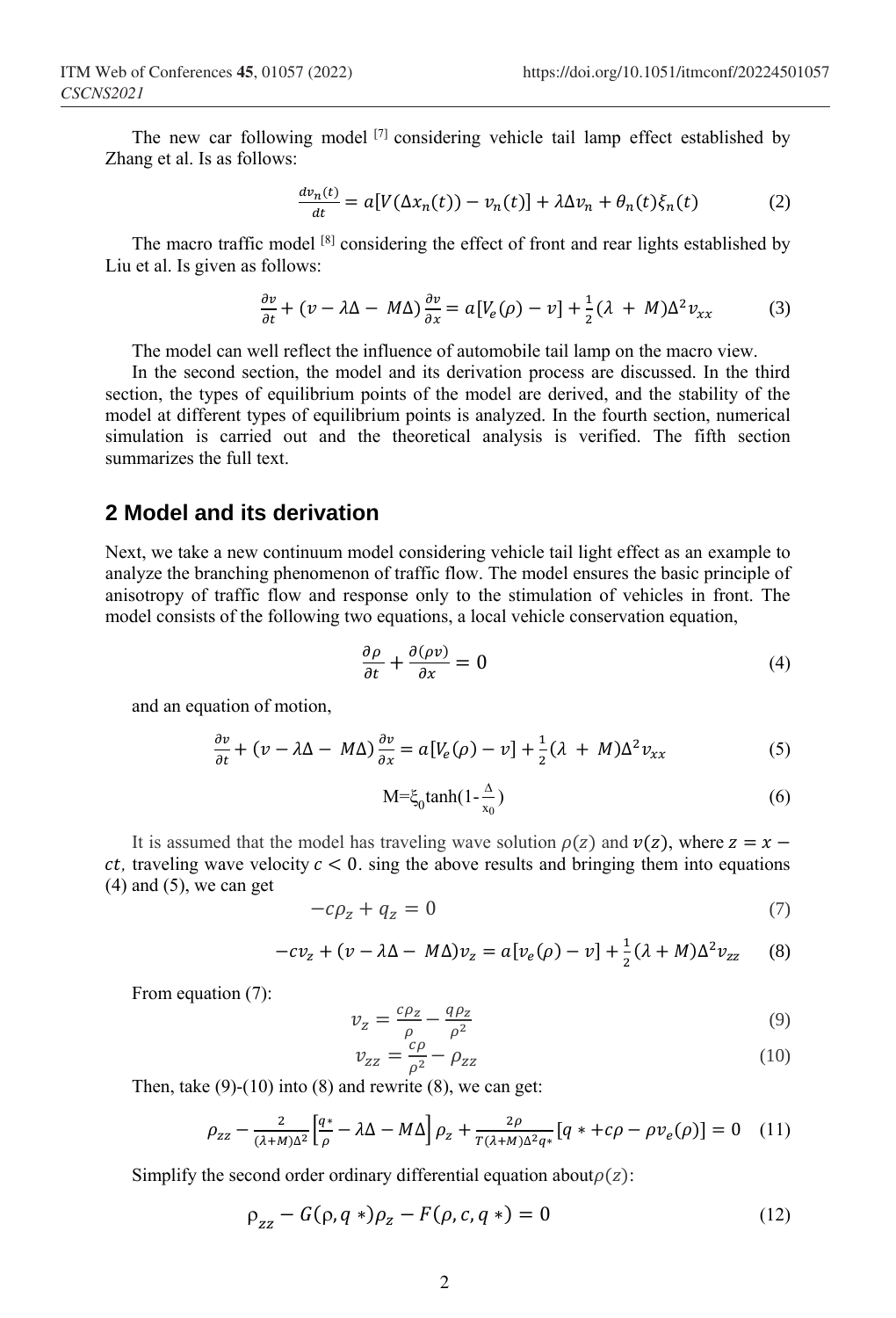The new car following model [7] considering vehicle tail lamp effect established by Zhang et al. Is as follows:

$$\frac{dv_n(t)}{dt} = a[V(\Delta x_n(t)) - v_n(t)] + \lambda \Delta v_n + \theta_n(t)\xi_n(t) \tag{2}$$

The macro traffic model [8] considering the effect of front and rear lights established by Liu et al. Is given as follows:

$$\frac{\partial v}{\partial t} + (v - \lambda\Delta - M\Delta)\frac{\partial v}{\partial x} = a[V_e(\rho) - v] + \frac{1}{2}(\lambda + M)\Delta^2 v_{xx} \tag{3}$$

The model can well reflect the influence of automobile tail lamp on the macro view.

In the second section, the model and its derivation process are discussed. In the third section, the types of equilibrium points of the model are derived, and the stability of the model at different types of equilibrium points is analyzed. In the fourth section, numerical simulation is carried out and the theoretical analysis is verified. The fifth section summarizes the full text.

## 2 Model and its derivation

Next, we take a new continuum model considering vehicle tail light effect as an example to analyze the branching phenomenon of traffic flow. The model ensures the basic principle of anisotropy of traffic flow and response only to the stimulation of vehicles in front. The model consists of the following two equations, a local vehicle conservation equation,

$$\frac{\partial \rho}{\partial t} + \frac{\partial(\rho v)}{\partial x} = 0 \tag{4}$$

and an equation of motion,

$$\frac{\partial v}{\partial t} + (v - \lambda\Delta - M\Delta)\frac{\partial v}{\partial x} = a[V_e(\rho) - v] + \frac{1}{2}(\lambda + M)\Delta^2 v_{xx} \tag{5}$$

$$M = \xi_0 \tanh(1 - \frac{\Delta}{x_0}) \tag{6}$$

It is assumed that the model has traveling wave solution $\rho(z)$ and $v(z)$, where $z = x - ct$, traveling wave velocity $c < 0$. sing the above results and bringing them into equations (4) and (5), we can get

$$-c\rho_z + q_z = 0 \tag{7}$$

$$-cv_z + (v - \lambda\Delta - M\Delta)v_z = a[v_e(\rho) - v] + \frac{1}{2}(\lambda + M)\Delta^2 v_{zz} \tag{8}$$

From equation (7):

$$v_z = \frac{c\rho_z}{\rho} - \frac{q\rho_z}{\rho^2} \tag{9}$$

$$v_{zz} = \frac{c\rho}{\rho^2} - \rho_{zz} \tag{10}$$

Then, take (9)-(10) into (8) and rewrite (8), we can get:

$$\rho_{zz} - \frac{2}{(\lambda+M)\Delta^2}\left[\frac{q*}{\rho} - \lambda\Delta - M\Delta\right]\rho_z + \frac{2\rho}{T(\lambda+M)\Delta^2 q*}[q* + c\rho - \rho v_e(\rho)] = 0 \tag{11}$$

Simplify the second order ordinary differential equation about $\rho(z)$:

$$\rho_{zz} - G(\rho, q*)\rho_z - F(\rho, c, q*) = 0 \tag{12}$$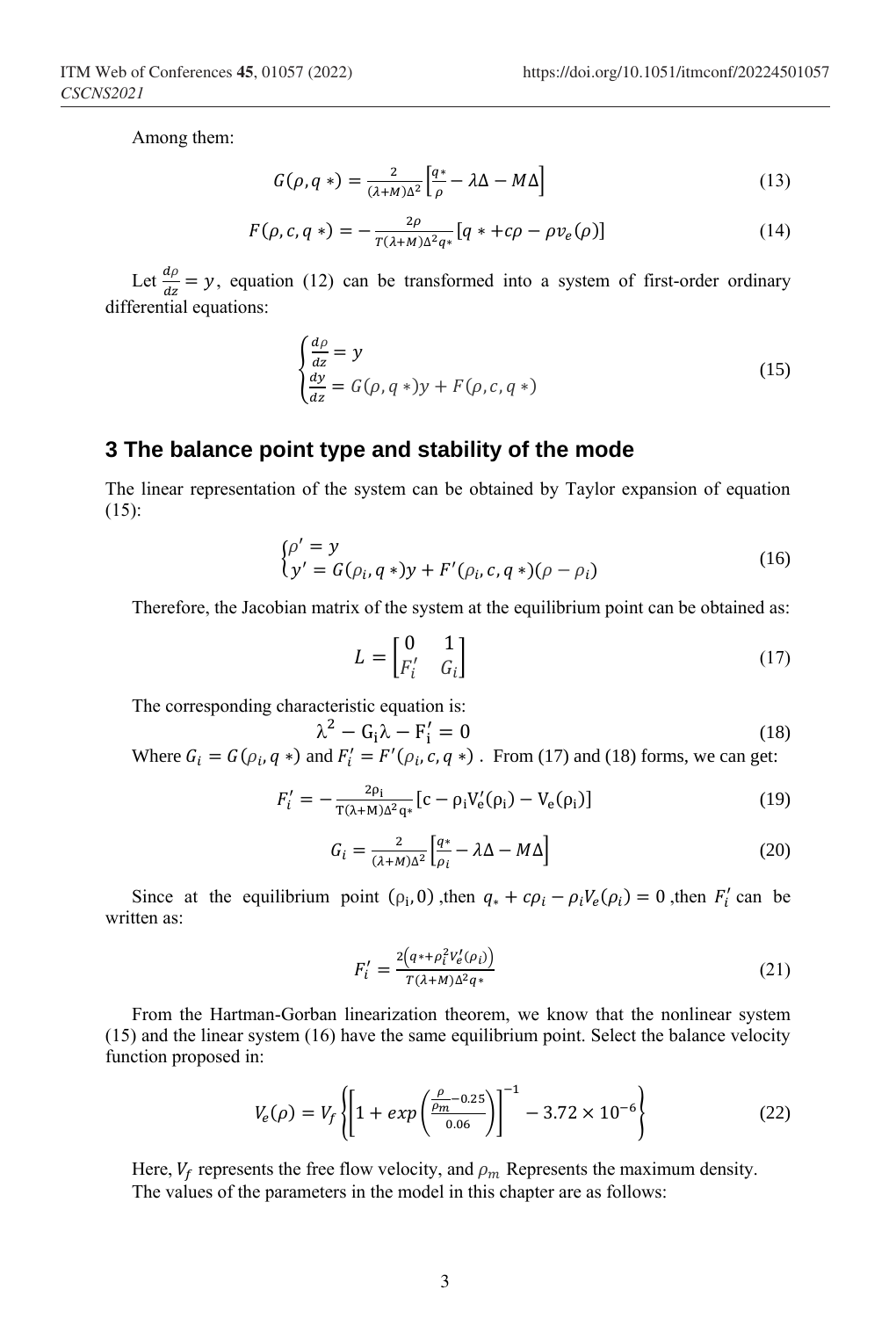Among them:

$$G(\rho, q*) = \frac{2}{(\lambda+M)\Delta^2}\left[\frac{q*}{\rho} - \lambda\Delta - M\Delta\right] \tag{13}$$

$$F(\rho, c, q*) = -\frac{2\rho}{T(\lambda+M)\Delta^2 q*}\left[q* + c\rho - \rho v_e(\rho)\right] \tag{14}$$

Let $\frac{d\rho}{dz} = y$, equation (12) can be transformed into a system of first-order ordinary differential equations:

$$\begin{cases} \frac{d\rho}{dz} = y \\ \frac{dy}{dz} = G(\rho, q*)y + F(\rho, c, q*) \end{cases} \tag{15}$$

## 3 The balance point type and stability of the mode

The linear representation of the system can be obtained by Taylor expansion of equation (15):

$$\begin{cases} \rho' = y \\ y' = G(\rho_i, q*)y + F'(\rho_i, c, q*)(\rho - \rho_i) \end{cases} \tag{16}$$

Therefore, the Jacobian matrix of the system at the equilibrium point can be obtained as:

$$L = \begin{bmatrix} 0 & 1 \\ F_i' & G_i \end{bmatrix} \tag{17}$$

The corresponding characteristic equation is:

$$\lambda^2 - G_i\lambda - F_i' = 0 \tag{18}$$

Where $G_i = G(\rho_i, q*)$ and $F_i' = F'(\rho_i, c, q*)$ . From (17) and (18) forms, we can get:

$$F_i' = -\frac{2\rho_i}{T(\lambda+M)\Delta^2 q_*}\left[c - \rho_i V_e'(\rho_i) - V_e(\rho_i)\right] \tag{19}$$

$$G_i = \frac{2}{(\lambda+M)\Delta^2}\left[\frac{q*}{\rho_i} - \lambda\Delta - M\Delta\right] \tag{20}$$

Since at the equilibrium point $(\rho_i, 0)$ ,then $q_* + c\rho_i - \rho_i V_e(\rho_i) = 0$ ,then $F_i'$ can be written as:

$$F_i' = \frac{2\left(q* + \rho_i^2 V_e'(\rho_i)\right)}{T(\lambda+M)\Delta^2 q*} \tag{21}$$

From the Hartman-Gorban linearization theorem, we know that the nonlinear system (15) and the linear system (16) have the same equilibrium point. Select the balance velocity function proposed in:

$$V_e(\rho) = V_f\left\{\left[1 + exp\left(\frac{\frac{\rho}{\rho m} - 0.25}{0.06}\right)\right]^{-1} - 3.72 \times 10^{-6}\right\} \tag{22}$$

Here, $V_f$ represents the free flow velocity, and $\rho_m$ Represents the maximum density.

The values of the parameters in the model in this chapter are as follows: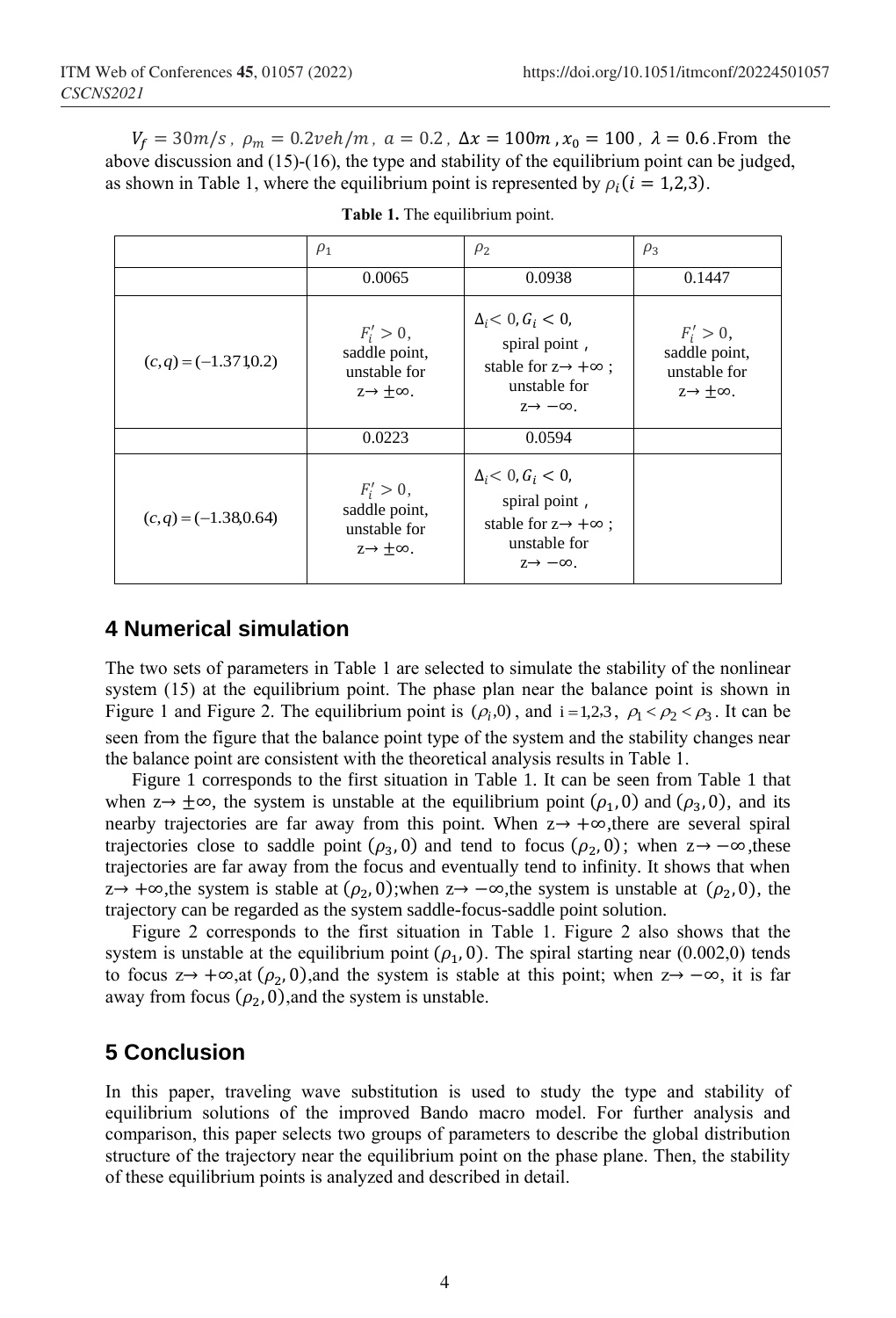$V_f = 30m/s$ , $\rho_m = 0.2veh/m$ , $a = 0.2$ , $\Delta x = 100m$ , $x_0 = 100$ , $\lambda = 0.6$ . From the above discussion and (15)-(16), the type and stability of the equilibrium point can be judged, as shown in Table 1, where the equilibrium point is represented by $\rho_i (i = 1,2,3)$.

**Table 1.** The equilibrium point.

| | $\rho_1$ | $\rho_2$ | $\rho_3$ |
|---|---|---|---|
| | 0.0065 | 0.0938 | 0.1447 |
| $(c,q) = (-1.371,0.2)$ | $F_i' > 0$, saddle point, unstable for $z \to \pm\infty$. | $\Delta_i < 0, G_i < 0$, spiral point , stable for $z \to +\infty$ ; unstable for $z \to -\infty$. | $F_i' > 0$, saddle point, unstable for $z \to \pm\infty$. |
| | 0.0223 | 0.0594 | |
| $(c,q) = (-1.38,0.64)$ | $F_i' > 0$, saddle point, unstable for $z \to \pm\infty$. | $\Delta_i < 0, G_i < 0$, spiral point , stable for $z \to +\infty$ ; unstable for $z \to -\infty$. | |

## 4 Numerical simulation

The two sets of parameters in Table 1 are selected to simulate the stability of the nonlinear system (15) at the equilibrium point. The phase plan near the balance point is shown in Figure 1 and Figure 2. The equilibrium point is $(\rho_i,0)$, and $i = 1,2,3$, $\rho_1 < \rho_2 < \rho_3$. It can be seen from the figure that the balance point type of the system and the stability changes near the balance point are consistent with the theoretical analysis results in Table 1.

Figure 1 corresponds to the first situation in Table 1. It can be seen from Table 1 that when $z \to \pm\infty$, the system is unstable at the equilibrium point $(\rho_1, 0)$ and $(\rho_3, 0)$, and its nearby trajectories are far away from this point. When $z \to +\infty$,there are several spiral trajectories close to saddle point $(\rho_3, 0)$ and tend to focus $(\rho_2, 0)$; when $z \to -\infty$,these trajectories are far away from the focus and eventually tend to infinity. It shows that when $z \to +\infty$,the system is stable at $(\rho_2, 0)$;when $z \to -\infty$,the system is unstable at $(\rho_2, 0)$, the trajectory can be regarded as the system saddle-focus-saddle point solution.

Figure 2 corresponds to the first situation in Table 1. Figure 2 also shows that the system is unstable at the equilibrium point $(\rho_1, 0)$. The spiral starting near (0.002,0) tends to focus $z \to +\infty$,at $(\rho_2, 0)$,and the system is stable at this point; when $z \to -\infty$, it is far away from focus $(\rho_2, 0)$,and the system is unstable.

## 5 Conclusion

In this paper, traveling wave substitution is used to study the type and stability of equilibrium solutions of the improved Bando macro model. For further analysis and comparison, this paper selects two groups of parameters to describe the global distribution structure of the trajectory near the equilibrium point on the phase plane. Then, the stability of these equilibrium points is analyzed and described in detail.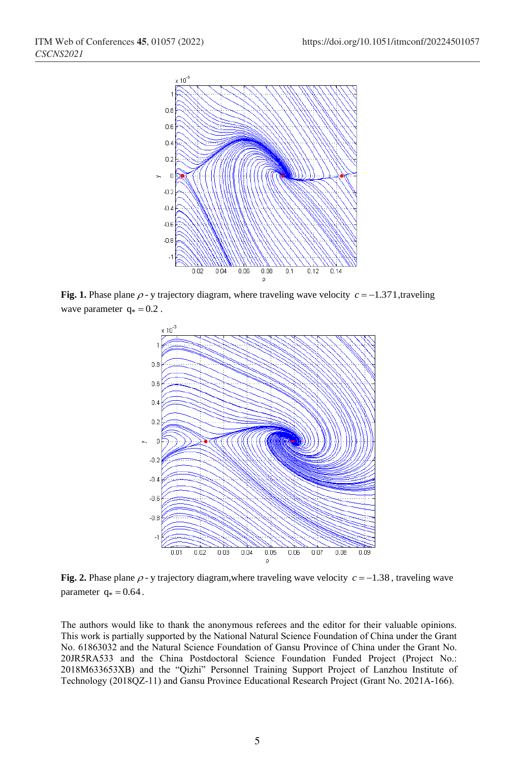**Fig. 1.** Phase plane $\rho$ - y trajectory diagram, where traveling wave velocity $c = -1.371$, traveling wave parameter $q_* = 0.2$ .

**Fig. 2.** Phase plane $\rho$ - y trajectory diagram, where traveling wave velocity $c = -1.38$ , traveling wave parameter $q_* = 0.64$ .

The authors would like to thank the anonymous referees and the editor for their valuable opinions. This work is partially supported by the National Natural Science Foundation of China under the Grant No. 61863032 and the Natural Science Foundation of Gansu Province of China under the Grant No. 20JR5RA533 and the China Postdoctoral Science Foundation Funded Project (Project No.: 2018M633653XB) and the "Qizhi" Personnel Training Support Project of Lanzhou Institute of Technology (2018QZ-11) and Gansu Province Educational Research Project (Grant No. 2021A-166).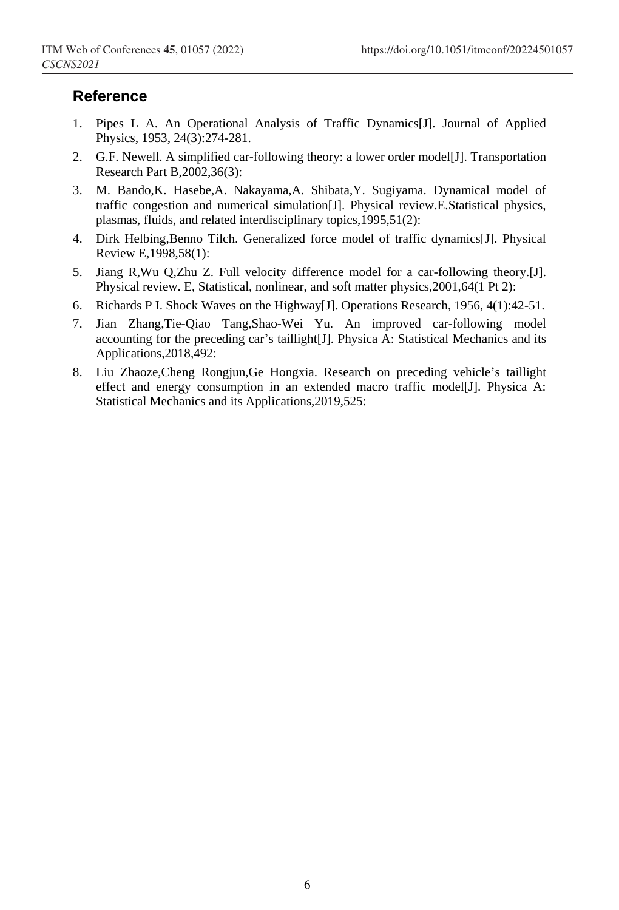## Reference

1. Pipes L A. An Operational Analysis of Traffic Dynamics[J]. Journal of Applied Physics, 1953, 24(3):274-281.
2. G.F. Newell. A simplified car-following theory: a lower order model[J]. Transportation Research Part B,2002,36(3):
3. M. Bando,K. Hasebe,A. Nakayama,A. Shibata,Y. Sugiyama. Dynamical model of traffic congestion and numerical simulation[J]. Physical review.E.Statistical physics, plasmas, fluids, and related interdisciplinary topics,1995,51(2):
4. Dirk Helbing,Benno Tilch. Generalized force model of traffic dynamics[J]. Physical Review E,1998,58(1):
5. Jiang R,Wu Q,Zhu Z. Full velocity difference model for a car-following theory.[J]. Physical review. E, Statistical, nonlinear, and soft matter physics,2001,64(1 Pt 2):
6. Richards P I. Shock Waves on the Highway[J]. Operations Research, 1956, 4(1):42-51.
7. Jian Zhang,Tie-Qiao Tang,Shao-Wei Yu. An improved car-following model accounting for the preceding car's taillight[J]. Physica A: Statistical Mechanics and its Applications,2018,492:
8. Liu Zhaoze,Cheng Rongjun,Ge Hongxia. Research on preceding vehicle's taillight effect and energy consumption in an extended macro traffic model[J]. Physica A: Statistical Mechanics and its Applications,2019,525: